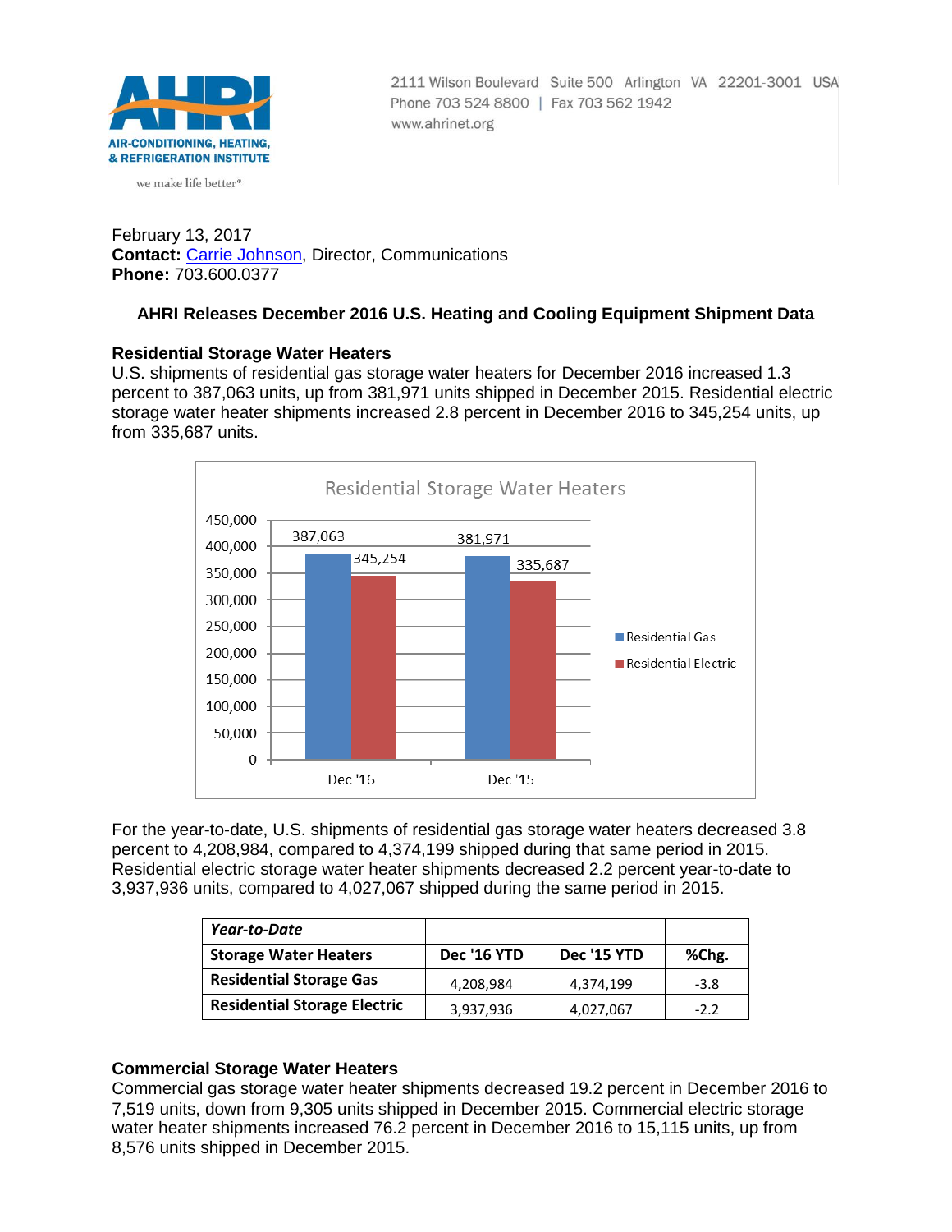AHRI

AIR-CONDITIONING, HEATING, & REFRIGERATION INSTITUTE

we make life better®

2111 Wilson Boulevard Suite 500 Arlington VA 22201-3001 USA
Phone 703 524 8800 | Fax 703 562 1942
www.ahrinet.org

February 13, 2017
**Contact:** Carrie Johnson, Director, Communications
**Phone:** 703.600.0377

## AHRI Releases December 2016 U.S. Heating and Cooling Equipment Shipment Data

### Residential Storage Water Heaters

U.S. shipments of residential gas storage water heaters for December 2016 increased 1.3 percent to 387,063 units, up from 381,971 units shipped in December 2015. Residential electric storage water heater shipments increased 2.8 percent in December 2016 to 345,254 units, up from 335,687 units.

Residential Storage Water Heaters

| | Residential Gas | Residential Electric |
|---|---|---|
| Dec '16 | 387,063 | 345,254 |
| Dec '15 | 381,971 | 335,687 |

For the year-to-date, U.S. shipments of residential gas storage water heaters decreased 3.8 percent to 4,208,984, compared to 4,374,199 shipped during that same period in 2015. Residential electric storage water heater shipments decreased 2.2 percent year-to-date to 3,937,936 units, compared to 4,027,067 shipped during the same period in 2015.

| *Year-to-Date* | | | |
|---|---|---|---|
| **Storage Water Heaters** | **Dec '16 YTD** | **Dec '15 YTD** | **%Chg.** |
| **Residential Storage Gas** | 4,208,984 | 4,374,199 | -3.8 |
| **Residential Storage Electric** | 3,937,936 | 4,027,067 | -2.2 |

### Commercial Storage Water Heaters

Commercial gas storage water heater shipments decreased 19.2 percent in December 2016 to 7,519 units, down from 9,305 units shipped in December 2015. Commercial electric storage water heater shipments increased 76.2 percent in December 2016 to 15,115 units, up from 8,576 units shipped in December 2015.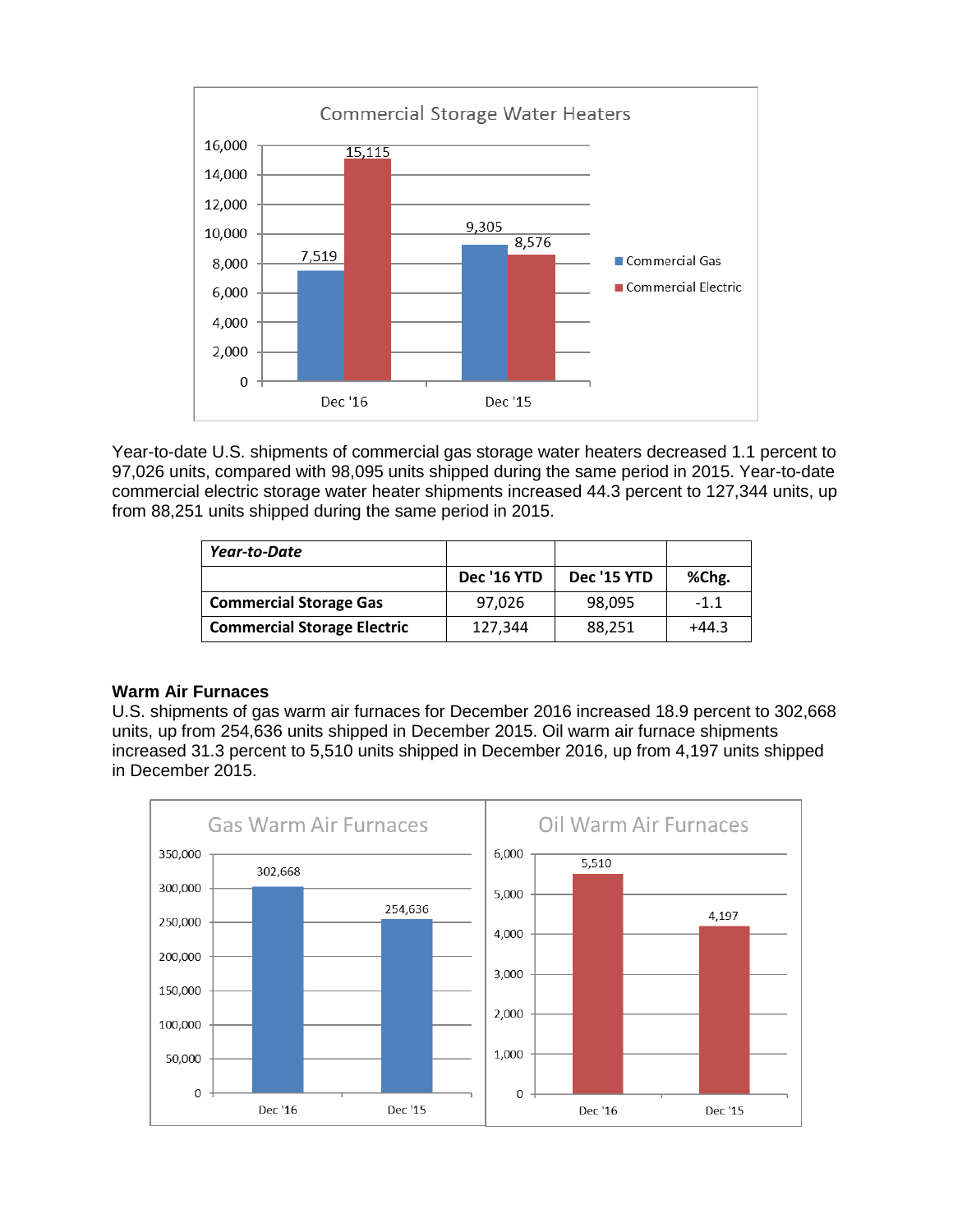Year-to-date U.S. shipments of commercial gas storage water heaters decreased 1.1 percent to 97,026 units, compared with 98,095 units shipped during the same period in 2015. Year-to-date commercial electric storage water heater shipments increased 44.3 percent to 127,344 units, up from 88,251 units shipped during the same period in 2015.

| ***Year-to-Date*** | | | |
|---|---|---|---|
| | **Dec '16 YTD** | **Dec '15 YTD** | **%Chg.** |
| **Commercial Storage Gas** | 97,026 | 98,095 | -1.1 |
| **Commercial Storage Electric** | 127,344 | 88,251 | +44.3 |

### Warm Air Furnaces

U.S. shipments of gas warm air furnaces for December 2016 increased 18.9 percent to 302,668 units, up from 254,636 units shipped in December 2015. Oil warm air furnace shipments increased 31.3 percent to 5,510 units shipped in December 2016, up from 4,197 units shipped in December 2015.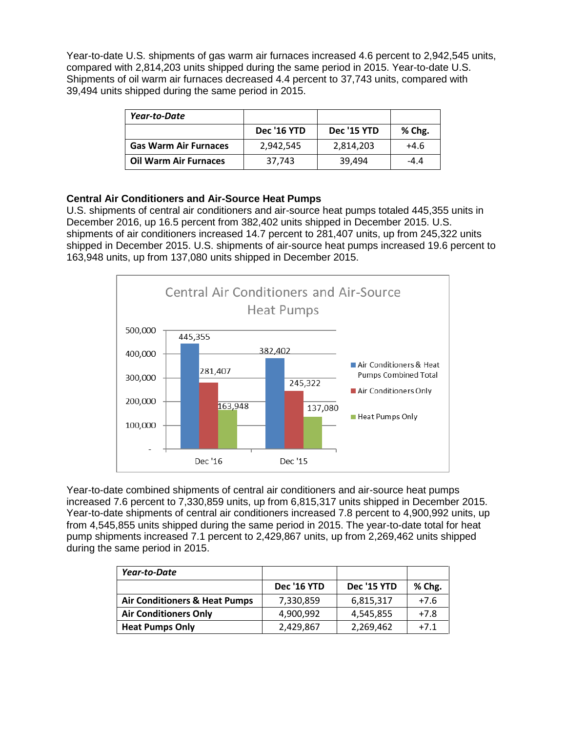Year-to-date U.S. shipments of gas warm air furnaces increased 4.6 percent to 2,942,545 units, compared with 2,814,203 units shipped during the same period in 2015. Year-to-date U.S. Shipments of oil warm air furnaces decreased 4.4 percent to 37,743 units, compared with 39,494 units shipped during the same period in 2015.

| *Year-to-Date* | | | |
|---|---|---|---|
| | **Dec '16 YTD** | **Dec '15 YTD** | **% Chg.** |
| **Gas Warm Air Furnaces** | 2,942,545 | 2,814,203 | +4.6 |
| **Oil Warm Air Furnaces** | 37,743 | 39,494 | -4.4 |

### Central Air Conditioners and Air-Source Heat Pumps

U.S. shipments of central air conditioners and air-source heat pumps totaled 445,355 units in December 2016, up 16.5 percent from 382,402 units shipped in December 2015. U.S. shipments of air conditioners increased 14.7 percent to 281,407 units, up from 245,322 units shipped in December 2015. U.S. shipments of air-source heat pumps increased 19.6 percent to 163,948 units, up from 137,080 units shipped in December 2015.

**Central Air Conditioners and Air-Source Heat Pumps**

| | Air Conditioners & Heat Pumps Combined Total | Air Conditioners Only | Heat Pumps Only |
|---|---|---|---|
| Dec '16 | 445,355 | 281,407 | 163,948 |
| Dec '15 | 382,402 | 245,322 | 137,080 |

Year-to-date combined shipments of central air conditioners and air-source heat pumps increased 7.6 percent to 7,330,859 units, up from 6,815,317 units shipped in December 2015. Year-to-date shipments of central air conditioners increased 7.8 percent to 4,900,992 units, up from 4,545,855 units shipped during the same period in 2015. The year-to-date total for heat pump shipments increased 7.1 percent to 2,429,867 units, up from 2,269,462 units shipped during the same period in 2015.

| *Year-to-Date* | | | |
|---|---|---|---|
| | **Dec '16 YTD** | **Dec '15 YTD** | **% Chg.** |
| **Air Conditioners & Heat Pumps** | 7,330,859 | 6,815,317 | +7.6 |
| **Air Conditioners Only** | 4,900,992 | 4,545,855 | +7.8 |
| **Heat Pumps Only** | 2,429,867 | 2,269,462 | +7.1 |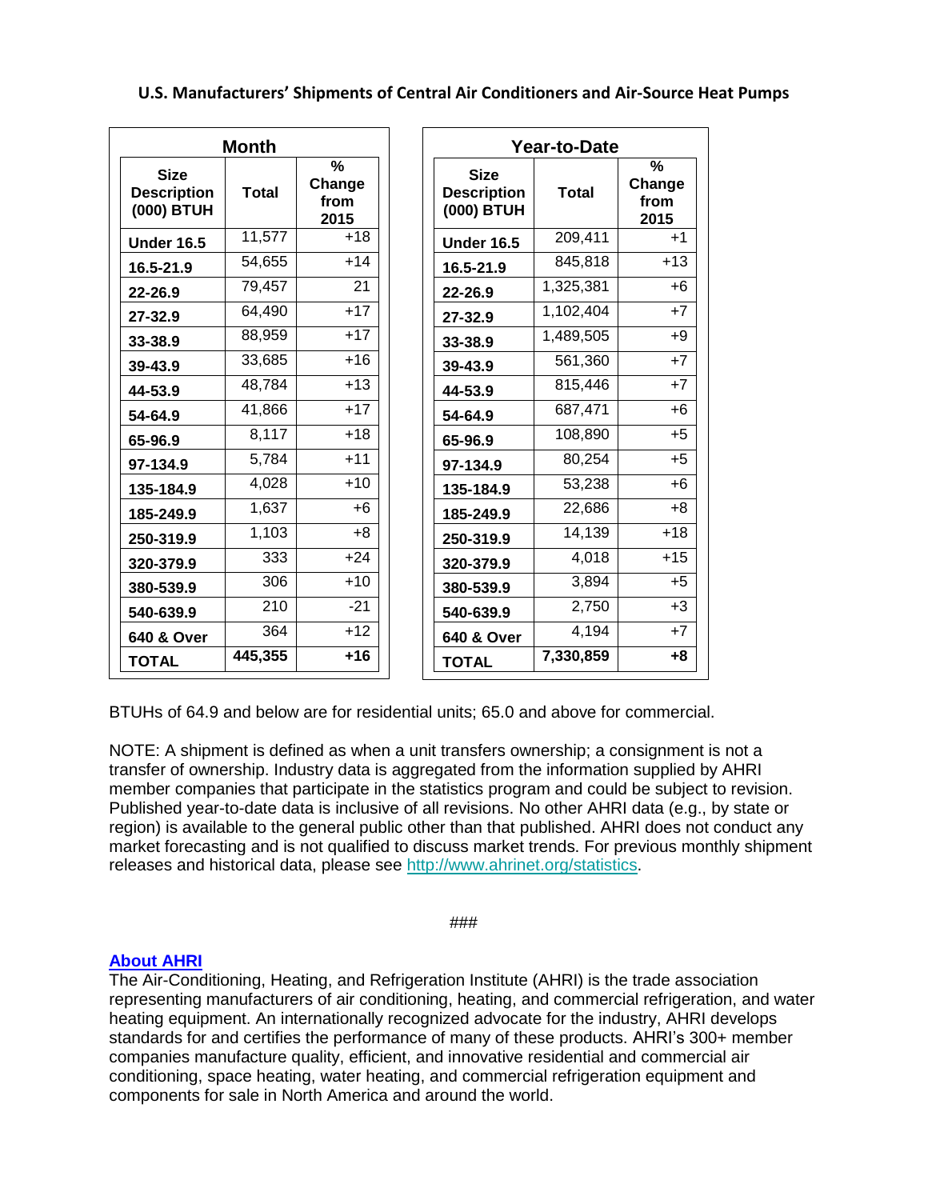**U.S. Manufacturers' Shipments of Central Air Conditioners and Air-Source Heat Pumps**

**Month**

| Size Description (000) BTUH | Total | % Change from 2015 |
|---|---|---|
| Under 16.5 | 11,577 | +18 |
| 16.5-21.9 | 54,655 | +14 |
| 22-26.9 | 79,457 | 21 |
| 27-32.9 | 64,490 | +17 |
| 33-38.9 | 88,959 | +17 |
| 39-43.9 | 33,685 | +16 |
| 44-53.9 | 48,784 | +13 |
| 54-64.9 | 41,866 | +17 |
| 65-96.9 | 8,117 | +18 |
| 97-134.9 | 5,784 | +11 |
| 135-184.9 | 4,028 | +10 |
| 185-249.9 | 1,637 | +6 |
| 250-319.9 | 1,103 | +8 |
| 320-379.9 | 333 | +24 |
| 380-539.9 | 306 | +10 |
| 540-639.9 | 210 | -21 |
| 640 & Over | 364 | +12 |
| **TOTAL** | **445,355** | **+16** |

**Year-to-Date**

| Size Description (000) BTUH | Total | % Change from 2015 |
|---|---|---|
| Under 16.5 | 209,411 | +1 |
| 16.5-21.9 | 845,818 | +13 |
| 22-26.9 | 1,325,381 | +6 |
| 27-32.9 | 1,102,404 | +7 |
| 33-38.9 | 1,489,505 | +9 |
| 39-43.9 | 561,360 | +7 |
| 44-53.9 | 815,446 | +7 |
| 54-64.9 | 687,471 | +6 |
| 65-96.9 | 108,890 | +5 |
| 97-134.9 | 80,254 | +5 |
| 135-184.9 | 53,238 | +6 |
| 185-249.9 | 22,686 | +8 |
| 250-319.9 | 14,139 | +18 |
| 320-379.9 | 4,018 | +15 |
| 380-539.9 | 3,894 | +5 |
| 540-639.9 | 2,750 | +3 |
| 640 & Over | 4,194 | +7 |
| **TOTAL** | **7,330,859** | **+8** |

BTUHs of 64.9 and below are for residential units; 65.0 and above for commercial.

NOTE: A shipment is defined as when a unit transfers ownership; a consignment is not a transfer of ownership. Industry data is aggregated from the information supplied by AHRI member companies that participate in the statistics program and could be subject to revision. Published year-to-date data is inclusive of all revisions. No other AHRI data (e.g., by state or region) is available to the general public other than that published. AHRI does not conduct any market forecasting and is not qualified to discuss market trends. For previous monthly shipment releases and historical data, please see http://www.ahrinet.org/statistics.

###

**About AHRI**

The Air-Conditioning, Heating, and Refrigeration Institute (AHRI) is the trade association representing manufacturers of air conditioning, heating, and commercial refrigeration, and water heating equipment. An internationally recognized advocate for the industry, AHRI develops standards for and certifies the performance of many of these products. AHRI's 300+ member companies manufacture quality, efficient, and innovative residential and commercial air conditioning, space heating, water heating, and commercial refrigeration equipment and components for sale in North America and around the world.